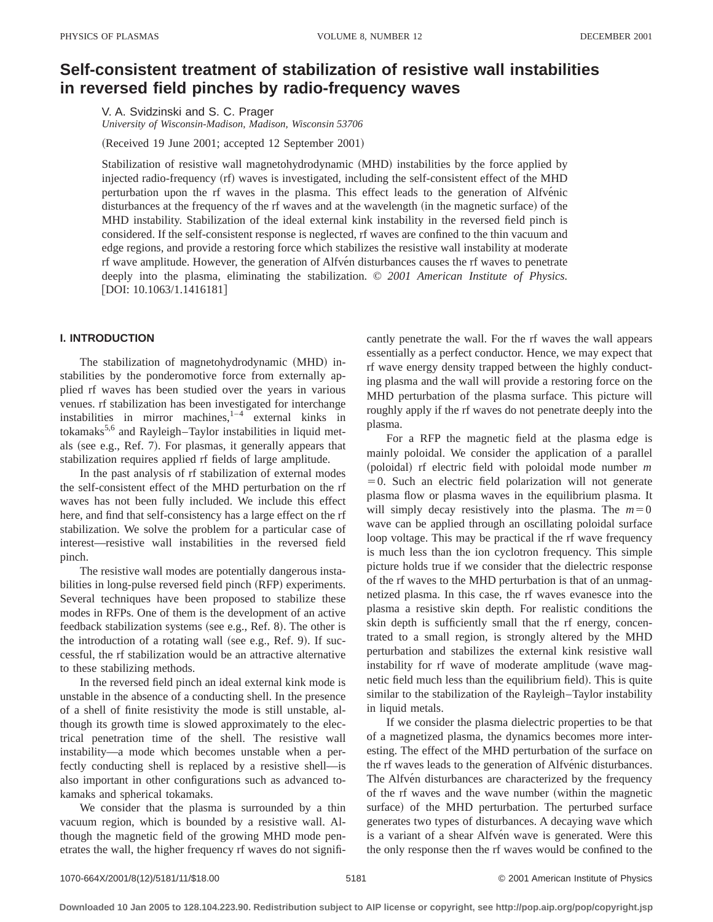# Self-consistent treatment of stabilization of resistive wall instabilities in reversed field pinches by radio-frequency waves

V. A. Svidzinski and S. C. Prager

*University of Wisconsin-Madison, Madison, Wisconsin 53706*

(Received 19 June 2001; accepted 12 September 2001)

Stabilization of resistive wall magnetohydrodynamic (MHD) instabilities by the force applied by injected radio-frequency (rf) waves is investigated, including the self-consistent effect of the MHD perturbation upon the rf waves in the plasma. This effect leads to the generation of Alfvénic disturbances at the frequency of the rf waves and at the wavelength (in the magnetic surface) of the MHD instability. Stabilization of the ideal external kink instability in the reversed field pinch is considered. If the self-consistent response is neglected, rf waves are confined to the thin vacuum and edge regions, and provide a restoring force which stabilizes the resistive wall instability at moderate rf wave amplitude. However, the generation of Alfvén disturbances causes the rf waves to penetrate deeply into the plasma, eliminating the stabilization. © *2001 American Institute of Physics.* [DOI: 10.1063/1.1416181]

## I. INTRODUCTION

The stabilization of magnetohydrodynamic (MHD) instabilities by the ponderomotive force from externally applied rf waves has been studied over the years in various venues. rf stabilization has been investigated for interchange instabilities in mirror machines,[1–4] external kinks in tokamaks[5,6] and Rayleigh–Taylor instabilities in liquid metals (see e.g., Ref. 7). For plasmas, it generally appears that stabilization requires applied rf fields of large amplitude.

In the past analysis of rf stabilization of external modes the self-consistent effect of the MHD perturbation on the rf waves has not been fully included. We include this effect here, and find that self-consistency has a large effect on the rf stabilization. We solve the problem for a particular case of interest—resistive wall instabilities in the reversed field pinch.

The resistive wall modes are potentially dangerous instabilities in long-pulse reversed field pinch (RFP) experiments. Several techniques have been proposed to stabilize these modes in RFPs. One of them is the development of an active feedback stabilization systems (see e.g., Ref. 8). The other is the introduction of a rotating wall (see e.g., Ref. 9). If successful, the rf stabilization would be an attractive alternative to these stabilizing methods.

In the reversed field pinch an ideal external kink mode is unstable in the absence of a conducting shell. In the presence of a shell of finite resistivity the mode is still unstable, although its growth time is slowed approximately to the electrical penetration time of the shell. The resistive wall instability—a mode which becomes unstable when a perfectly conducting shell is replaced by a resistive shell—is also important in other configurations such as advanced tokamaks and spherical tokamaks.

We consider that the plasma is surrounded by a thin vacuum region, which is bounded by a resistive wall. Although the magnetic field of the growing MHD mode penetrates the wall, the higher frequency rf waves do not significantly penetrate the wall. For the rf waves the wall appears essentially as a perfect conductor. Hence, we may expect that rf wave energy density trapped between the highly conducting plasma and the wall will provide a restoring force on the MHD perturbation of the plasma surface. This picture will roughly apply if the rf waves do not penetrate deeply into the plasma.

For a RFP the magnetic field at the plasma edge is mainly poloidal. We consider the application of a parallel (poloidal) rf electric field with poloidal mode number $m = 0$. Such an electric field polarization will not generate plasma flow or plasma waves in the equilibrium plasma. It will simply decay resistively into the plasma. The $m=0$ wave can be applied through an oscillating poloidal surface loop voltage. This may be practical if the rf wave frequency is much less than the ion cyclotron frequency. This simple picture holds true if we consider that the dielectric response of the rf waves to the MHD perturbation is that of an unmagnetized plasma. In this case, the rf waves evanesce into the plasma a resistive skin depth. For realistic conditions the skin depth is sufficiently small that the rf energy, concentrated to a small region, is strongly altered by the MHD perturbation and stabilizes the external kink resistive wall instability for rf wave of moderate amplitude (wave magnetic field much less than the equilibrium field). This is quite similar to the stabilization of the Rayleigh–Taylor instability in liquid metals.

If we consider the plasma dielectric properties to be that of a magnetized plasma, the dynamics becomes more interesting. The effect of the MHD perturbation of the surface on the rf waves leads to the generation of Alfvénic disturbances. The Alfvén disturbances are characterized by the frequency of the rf waves and the wave number (within the magnetic surface) of the MHD perturbation. The perturbed surface generates two types of disturbances. A decaying wave which is a variant of a shear Alfvén wave is generated. Were this the only response then the rf waves would be confined to the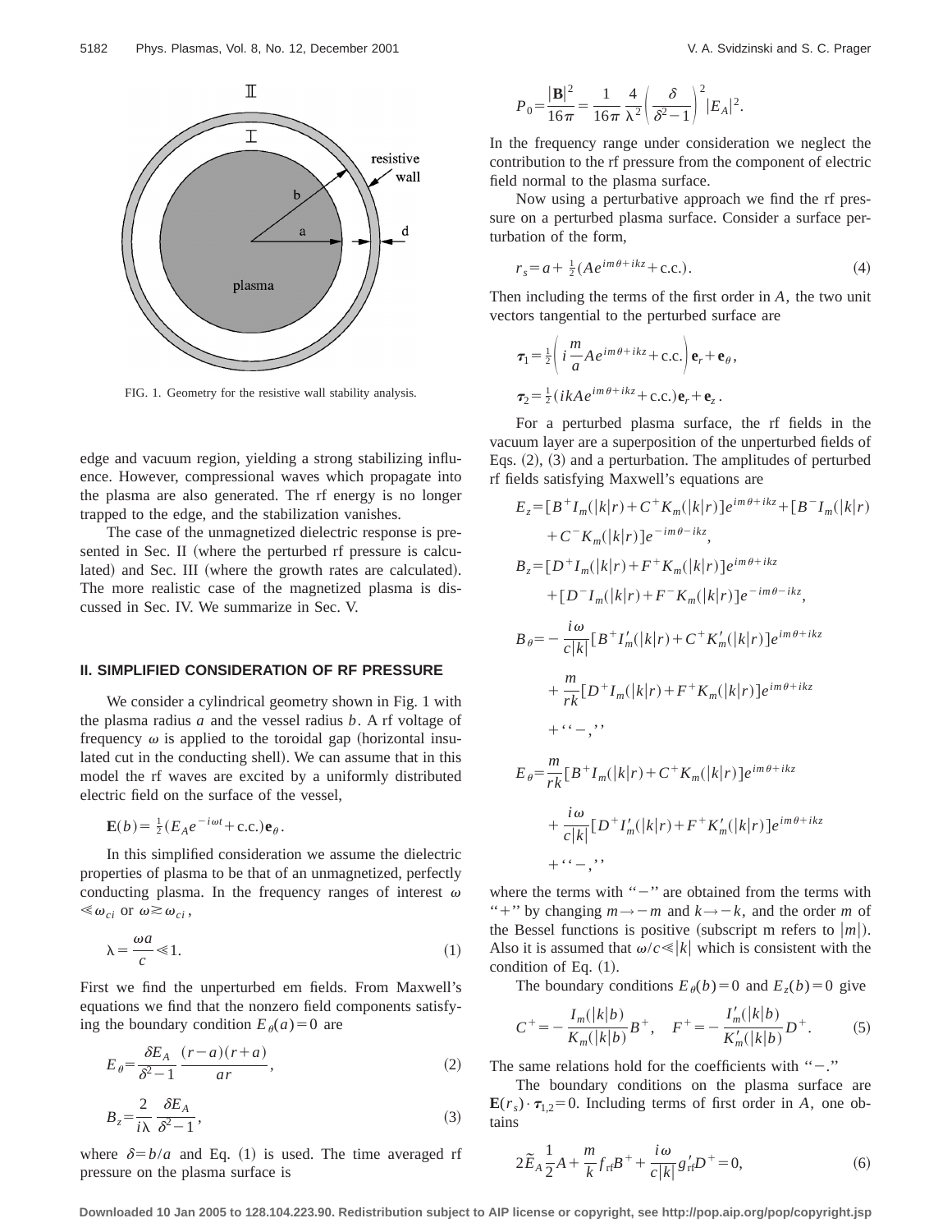FIG. 1. Geometry for the resistive wall stability analysis.

edge and vacuum region, yielding a strong stabilizing influence. However, compressional waves which propagate into the plasma are also generated. The rf energy is no longer trapped to the edge, and the stabilization vanishes.

The case of the unmagnetized dielectric response is presented in Sec. II (where the perturbed rf pressure is calculated) and Sec. III (where the growth rates are calculated). The more realistic case of the magnetized plasma is discussed in Sec. IV. We summarize in Sec. V.

## II. SIMPLIFIED CONSIDERATION OF RF PRESSURE

We consider a cylindrical geometry shown in Fig. 1 with the plasma radius $a$ and the vessel radius $b$. A rf voltage of frequency $\omega$ is applied to the toroidal gap (horizontal insulated cut in the conducting shell). We can assume that in this model the rf waves are excited by a uniformly distributed electric field on the surface of the vessel,

$$\mathbf{E}(b)=\tfrac{1}{2}(E_A e^{-i\omega t}+\text{c.c.})\mathbf{e}_\theta .$$

In this simplified consideration we assume the dielectric properties of plasma to be that of an unmagnetized, perfectly conducting plasma. In the frequency ranges of interest $\omega \ll \omega_{ci}$ or $\omega \gtrsim \omega_{ci}$,

$$\lambda=\frac{\omega a}{c}\ll 1. \tag{1}$$

First we find the unperturbed em fields. From Maxwell's equations we find that the nonzero field components satisfying the boundary condition $E_\theta(a)=0$ are

$$E_\theta=\frac{\delta E_A}{\delta^2-1}\,\frac{(r-a)(r+a)}{ar}, \tag{2}$$

$$B_z=\frac{2}{i\lambda}\,\frac{\delta E_A}{\delta^2-1}, \tag{3}$$

where $\delta=b/a$ and Eq. (1) is used. The time averaged rf pressure on the plasma surface is

$$P_0=\frac{|\mathbf{B}|^2}{16\pi}=\frac{1}{16\pi}\,\frac{4}{\lambda^2}\left(\frac{\delta}{\delta^2-1}\right)^2|E_A|^2 .$$

In the frequency range under consideration we neglect the contribution to the rf pressure from the component of electric field normal to the plasma surface.

Now using a perturbative approach we find the rf pressure on a perturbed plasma surface. Consider a surface perturbation of the form,

$$r_s=a+\tfrac{1}{2}(Ae^{im\theta+ikz}+\text{c.c.}). \tag{4}$$

Then including the terms of the first order in $A$, the two unit vectors tangential to the perturbed surface are

$$\boldsymbol{\tau}_1=\tfrac{1}{2}\left(i\frac{m}{a}Ae^{im\theta+ikz}+\text{c.c.}\right)\mathbf{e}_r+\mathbf{e}_\theta ,$$

$$\boldsymbol{\tau}_2=\tfrac{1}{2}(ikAe^{im\theta+ikz}+\text{c.c.})\mathbf{e}_r+\mathbf{e}_z .$$

For a perturbed plasma surface, the rf fields in the vacuum layer are a superposition of the unperturbed fields of Eqs. (2), (3) and a perturbation. The amplitudes of perturbed rf fields satisfying Maxwell's equations are

$$E_z=[B^+I_m(|k|r)+C^+K_m(|k|r)]e^{im\theta+ikz}+[B^-I_m(|k|r)+C^-K_m(|k|r)]e^{-im\theta-ikz},$$

$$B_z=[D^+I_m(|k|r)+F^+K_m(|k|r)]e^{im\theta+ikz}+[D^-I_m(|k|r)+F^-K_m(|k|r)]e^{-im\theta-ikz},$$

$$B_\theta=-\frac{i\omega}{c|k|}[B^+I_m'(|k|r)+C^+K_m'(|k|r)]e^{im\theta+ikz}+\frac{m}{rk}[D^+I_m(|k|r)+F^+K_m(|k|r)]e^{im\theta+ikz}+\text{“}-\text{,”}$$

$$E_\theta=\frac{m}{rk}[B^+I_m(|k|r)+C^+K_m(|k|r)]e^{im\theta+ikz}+\frac{i\omega}{c|k|}[D^+I_m'(|k|r)+F^+K_m'(|k|r)]e^{im\theta+ikz}+\text{“}-\text{,”}$$

where the terms with "−" are obtained from the terms with "+" by changing $m\to -m$ and $k\to -k$, and the order $m$ of the Bessel functions is positive (subscript m refers to $|m|$). Also it is assumed that $\omega/c\ll|k|$ which is consistent with the condition of Eq. (1).

The boundary conditions $E_\theta(b)=0$ and $E_z(b)=0$ give

$$C^+=-\frac{I_m(|k|b)}{K_m(|k|b)}B^+,\quad F^+=-\frac{I_m'(|k|b)}{K_m'(|k|b)}D^+. \tag{5}$$

The same relations hold for the coefficients with "−."

The boundary conditions on the plasma surface are $\mathbf{E}(r_s)\cdot\boldsymbol{\tau}_{1,2}=0$. Including terms of first order in $A$, one obtains

$$2\tilde{E}_A\frac{1}{2}A+\frac{m}{k}f_{\rm rf}B^+ +\frac{i\omega}{c|k|}g_{\rm rf}'D^+=0, \tag{6}$$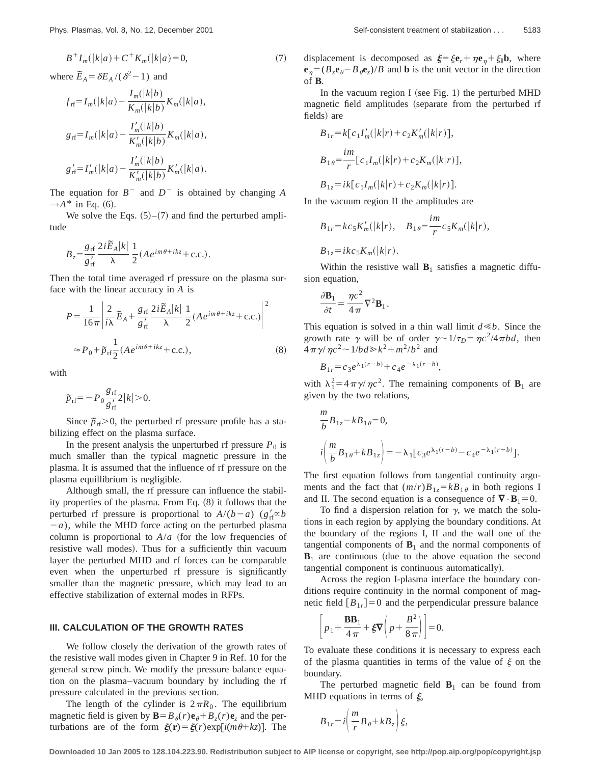$$B^{+}I_m(|k|a)+C^{+}K_m(|k|a)=0, \tag{7}$$

where $\tilde{E}_A=\delta E_A/(\delta^2-1)$ and

$$f_{\rm rf}=I_m(|k|a)-\frac{I_m(|k|b)}{K_m(|k|b)}K_m(|k|a),$$

$$g_{\rm rf}=I_m(|k|a)-\frac{I_m'(|k|b)}{K_m'(|k|b)}K_m(|k|a),$$

$$g_{\rm rf}'=I_m'(|k|a)-\frac{I_m'(|k|b)}{K_m'(|k|b)}K_m'(|k|a).$$

The equation for $B^{-}$ and $D^{-}$ is obtained by changing $A \rightarrow A^*$ in Eq. (6).

We solve the Eqs. (5)–(7) and find the perturbed amplitude

$$B_z=\frac{g_{\rm rf}}{g_{\rm rf}'}\frac{2i\tilde{E}_A|k|}{\lambda}\frac{1}{2}(Ae^{im\theta+ikz}+\text{c.c.}).$$

Then the total time averaged rf pressure on the plasma surface with the linear accuracy in $A$ is

$$P=\frac{1}{16\pi}\left|\frac{2}{i\lambda}\tilde{E}_A+\frac{g_{\rm rf}}{g_{\rm rf}'}\frac{2i\tilde{E}_A|k|}{\lambda}\frac{1}{2}(Ae^{im\theta+ikz}+\text{c.c.})\right|^2$$

$$\approx P_0+\tilde{p}_{\rm rf}\frac{1}{2}(Ae^{im\theta+ikz}+\text{c.c.}), \tag{8}$$

with

$$\tilde{p}_{\rm rf}=-P_0\frac{g_{\rm rf}}{g_{\rm rf}'}2|k|>0.$$

Since $\tilde{p}_{\rm rf}>0$, the perturbed rf pressure profile has a stabilizing effect on the plasma surface.

In the present analysis the unperturbed rf pressure $P_0$ is much smaller than the typical magnetic pressure in the plasma. It is assumed that the influence of rf pressure on the plasma equillibrium is negligible.

Although small, the rf pressure can influence the stability properties of the plasma. From Eq. (8) it follows that the perturbed rf pressure is proportional to $A/(b-a)$ ($g_{\rm rf}'\propto b-a$), while the MHD force acting on the perturbed plasma column is proportional to $A/a$ (for the low frequencies of resistive wall modes). Thus for a sufficiently thin vacuum layer the perturbed MHD and rf forces can be comparable even when the unperturbed rf pressure is significantly smaller than the magnetic pressure, which may lead to an effective stabilization of external modes in RFPs.

### III. CALCULATION OF THE GROWTH RATES

We follow closely the derivation of the growth rates of the resistive wall modes given in Chapter 9 in Ref. 10 for the general screw pinch. We modify the pressure balance equation on the plasma–vacuum boundary by including the rf pressure calculated in the previous section.

The length of the cylinder is $2\pi R_0$. The equilibrium magnetic field is given by $\mathbf{B}=B_\theta(r)\mathbf{e}_\theta+B_z(r)\mathbf{e}_z$ and the perturbations are of the form $\boldsymbol{\xi}(\mathbf{r})=\boldsymbol{\xi}(r)\exp[i(m\theta+kz)]$. The displacement is decomposed as $\boldsymbol{\xi}=\xi\mathbf{e}_r+\eta\mathbf{e}_\eta+\xi_\parallel\mathbf{b}$, where $\mathbf{e}_\eta=(B_z\mathbf{e}_\theta-B_\theta\mathbf{e}_z)/B$ and $\mathbf{b}$ is the unit vector in the direction of $\mathbf{B}$.

In the vacuum region I (see Fig. 1) the perturbed MHD magnetic field amplitudes (separate from the perturbed rf fields) are

$$B_{1r}=k[c_1I_m'(|k|r)+c_2K_m'(|k|r)],$$

$$B_{1\theta}=\frac{im}{r}[c_1I_m(|k|r)+c_2K_m(|k|r)],$$

$$B_{1z}=ik[c_1I_m(|k|r)+c_2K_m(|k|r)].$$

In the vacuum region II the amplitudes are

$$B_{1r}=kc_5K_m'(|k|r),\quad B_{1\theta}=\frac{im}{r}c_5K_m(|k|r),$$

$$B_{1z}=ikc_5K_m(|k|r).$$

Within the resistive wall $\mathbf{B}_1$ satisfies a magnetic diffusion equation,

$$\frac{\partial\mathbf{B}_1}{\partial t}=\frac{\eta c^2}{4\pi}\nabla^2\mathbf{B}_1.$$

This equation is solved in a thin wall limit $d\ll b$. Since the growth rate $\gamma$ will be of order $\gamma\sim 1/\tau_D=\eta c^2/4\pi bd$, then $4\pi\gamma/\eta c^2\sim 1/bd\gg k^2+m^2/b^2$ and

$$B_{1r}=c_3e^{\lambda_1(r-b)}+c_4e^{-\lambda_1(r-b)},$$

with $\lambda_1^2=4\pi\gamma/\eta c^2$. The remaining components of $\mathbf{B}_1$ are given by the two relations,

$$\frac{m}{b}B_{1z}-kB_{1\theta}=0,$$

$$i\left(\frac{m}{b}B_{1\theta}+kB_{1z}\right)=-\lambda_1[c_3e^{\lambda_1(r-b)}-c_4e^{-\lambda_1(r-b)}].$$

The first equation follows from tangential continuity arguments and the fact that $(m/r)B_{1z}=kB_{1\theta}$ in both regions I and II. The second equation is a consequence of $\boldsymbol{\nabla}\cdot\mathbf{B}_1=0$.

To find a dispersion relation for $\gamma$, we match the solutions in each region by applying the boundary conditions. At the boundary of the regions I, II and the wall one of the tangential components of $\mathbf{B}_1$ and the normal components of $\mathbf{B}_1$ are continuous (due to the above equation the second tangential component is continuous automatically).

Across the region I-plasma interface the boundary conditions require continuity in the normal component of magnetic field $[B_{1r}]=0$ and the perpendicular pressure balance

$$\left[p_1+\frac{\mathbf{B}\mathbf{B}_1}{4\pi}+\boldsymbol{\xi}\boldsymbol{\nabla}\left(p+\frac{B^2}{8\pi}\right)\right]=0.$$

To evaluate these conditions it is necessary to express each of the plasma quantities in terms of the value of $\xi$ on the boundary.

The perturbed magnetic field $\mathbf{B}_1$ can be found from MHD equations in terms of $\boldsymbol{\xi}$,

$$B_{1r}=i\left(\frac{m}{r}B_\theta+kB_z\right)\xi,$$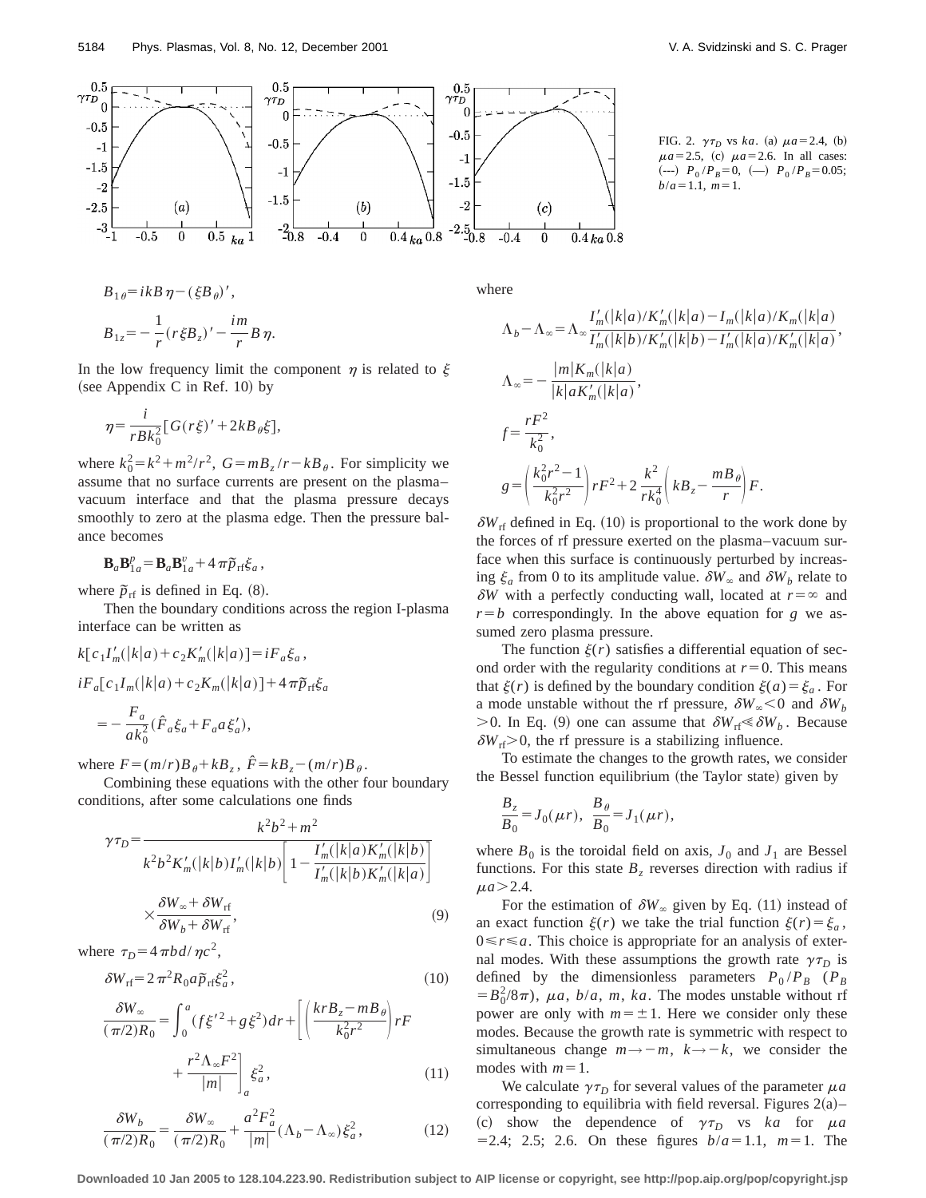FIG. 2. $\gamma\tau_D$ vs $ka$. (a) $\mu a = 2.4$, (b) $\mu a = 2.5$, (c) $\mu a = 2.6$. In all cases: (---) $P_0/P_B = 0$, (—) $P_0/P_B = 0.05$; $b/a = 1.1$, $m = 1$.

$$B_{1\theta} = ikB\eta - (\xi B_\theta)',$$

$$B_{1z} = -\frac{1}{r}(r\xi B_z)' - \frac{im}{r}B\eta.$$

In the low frequency limit the component $\eta$ is related to $\xi$ (see Appendix C in Ref. 10) by

$$\eta = \frac{i}{rBk_0^2}[G(r\xi)' + 2kB_\theta\xi],$$

where $k_0^2 = k^2 + m^2/r^2$, $G = mB_z/r - kB_\theta$. For simplicity we assume that no surface currents are present on the plasma–vacuum interface and that the plasma pressure decays smoothly to zero at the plasma edge. Then the pressure balance becomes

$$\mathbf{B}_a\mathbf{B}_{1a}^p = \mathbf{B}_a\mathbf{B}_{1a}^v + 4\pi\tilde{p}_{\mathrm{rf}}\xi_a,$$

where $\tilde{p}_{\mathrm{rf}}$ is defined in Eq. (8).

Then the boundary conditions across the region I-plasma interface can be written as

$$k[c_1 I_m'(|k|a) + c_2 K_m'(|k|a)] = iF_a\xi_a,$$

$$iF_a[c_1 I_m(|k|a) + c_2 K_m(|k|a)] + 4\pi\tilde{p}_{\mathrm{rf}}\xi_a$$

$$= -\frac{F_a}{ak_0^2}(\hat{F}_a\xi_a + F_a a\xi_a'),$$

where $F = (m/r)B_\theta + kB_z$, $\hat{F} = kB_z - (m/r)B_\theta$.

Combining these equations with the other four boundary conditions, after some calculations one finds

$$\gamma\tau_D = \frac{k^2b^2 + m^2}{k^2b^2K_m'(|k|b)I_m'(|k|b)\left[1 - \dfrac{I_m'(|k|a)K_m'(|k|b)}{I_m'(|k|b)K_m'(|k|a)}\right]} \times \frac{\delta W_\infty + \delta W_{\mathrm{rf}}}{\delta W_b + \delta W_{\mathrm{rf}}}, \tag{9}$$

where $\tau_D = 4\pi bd/\eta c^2$,

$$\delta W_{\mathrm{rf}} = 2\pi^2 R_0 a\tilde{p}_{\mathrm{rf}}\xi_a^2, \tag{10}$$

$$\frac{\delta W_\infty}{(\pi/2)R_0} = \int_0^a (f\xi'^2 + g\xi^2)dr + \left[\left(\frac{krB_z - mB_\theta}{k_0^2r^2}\right)rF + \frac{r^2\Lambda_\infty F^2}{|m|}\right]_a \xi_a^2, \tag{11}$$

$$\frac{\delta W_b}{(\pi/2)R_0} = \frac{\delta W_\infty}{(\pi/2)R_0} + \frac{a^2F_a^2}{|m|}(\Lambda_b - \Lambda_\infty)\xi_a^2, \tag{12}$$

where

$$\Lambda_b - \Lambda_\infty = \Lambda_\infty \frac{I_m'(|k|a)/K_m'(|k|a) - I_m(|k|a)/K_m(|k|a)}{I_m'(|k|b)/K_m'(|k|b) - I_m'(|k|a)/K_m'(|k|a)},$$

$$\Lambda_\infty = -\frac{|m|K_m(|k|a)}{|k|aK_m'(|k|a)},$$

$$f = \frac{rF^2}{k_0^2},$$

$$g = \left(\frac{k_0^2r^2 - 1}{k_0^2r^2}\right)rF^2 + 2\frac{k^2}{rk_0^4}\left(kB_z - \frac{mB_\theta}{r}\right)F.$$

$\delta W_{\mathrm{rf}}$ defined in Eq. (10) is proportional to the work done by the forces of rf pressure exerted on the plasma–vacuum surface when this surface is continuously perturbed by increasing $\xi_a$ from 0 to its amplitude value. $\delta W_\infty$ and $\delta W_b$ relate to $\delta W$ with a perfectly conducting wall, located at $r = \infty$ and $r = b$ correspondingly. In the above equation for $g$ we assumed zero plasma pressure.

The function $\xi(r)$ satisfies a differential equation of second order with the regularity conditions at $r = 0$. This means that $\xi(r)$ is defined by the boundary condition $\xi(a) = \xi_a$. For a mode unstable without the rf pressure, $\delta W_\infty < 0$ and $\delta W_b > 0$. In Eq. (9) one can assume that $\delta W_{\mathrm{rf}} \ll \delta W_b$. Because $\delta W_{\mathrm{rf}} > 0$, the rf pressure is a stabilizing influence.

To estimate the changes to the growth rates, we consider the Bessel function equilibrium (the Taylor state) given by

$$\frac{B_z}{B_0} = J_0(\mu r), \quad \frac{B_\theta}{B_0} = J_1(\mu r),$$

where $B_0$ is the toroidal field on axis, $J_0$ and $J_1$ are Bessel functions. For this state $B_z$ reverses direction with radius if $\mu a > 2.4$.

For the estimation of $\delta W_\infty$ given by Eq. (11) instead of an exact function $\xi(r)$ we take the trial function $\xi(r) = \xi_a$, $0 \leq r \leq a$. This choice is appropriate for an analysis of external modes. With these assumptions the growth rate $\gamma\tau_D$ is defined by the dimensionless parameters $P_0/P_B$ ($P_B = B_0^2/8\pi$), $\mu a$, $b/a$, $m$, $ka$. The modes unstable without rf power are only with $m = \pm 1$. Here we consider only these modes. Because the growth rate is symmetric with respect to simultaneous change $m \to -m$, $k \to -k$, we consider the modes with $m = 1$.

We calculate $\gamma\tau_D$ for several values of the parameter $\mu a$ corresponding to equilibria with field reversal. Figures 2(a)–(c) show the dependence of $\gamma\tau_D$ vs $ka$ for $\mu a = 2.4$; 2.5; 2.6. On these figures $b/a = 1.1$, $m = 1$. The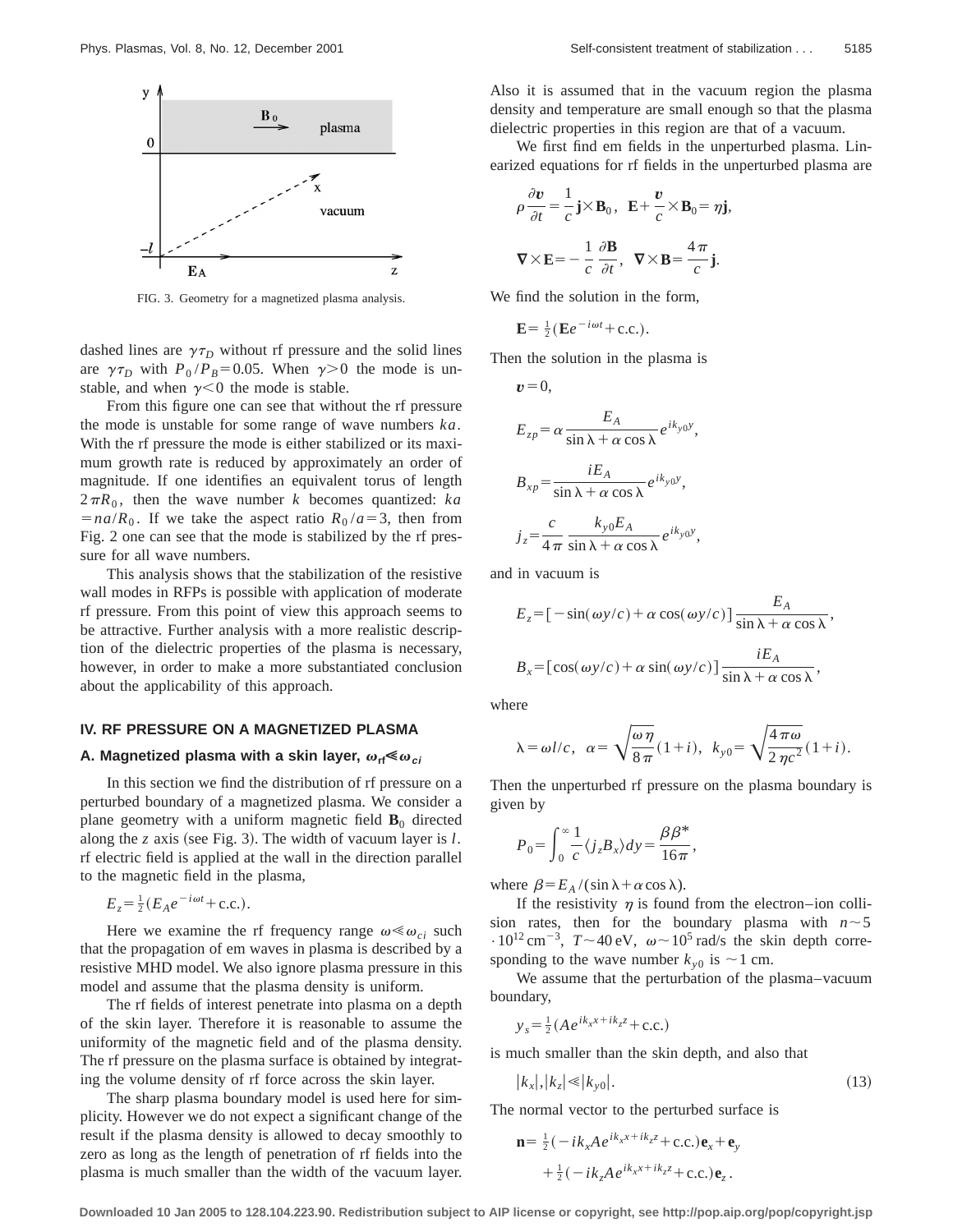FIG. 3. Geometry for a magnetized plasma analysis.

dashed lines are $\gamma\tau_D$ without rf pressure and the solid lines are $\gamma\tau_D$ with $P_0/P_B=0.05$. When $\gamma>0$ the mode is unstable, and when $\gamma<0$ the mode is stable.

From this figure one can see that without the rf pressure the mode is unstable for some range of wave numbers $ka$. With the rf pressure the mode is either stabilized or its maximum growth rate is reduced by approximately an order of magnitude. If one identifies an equivalent torus of length $2\pi R_0$, then the wave number $k$ becomes quantized: $ka=na/R_0$. If we take the aspect ratio $R_0/a=3$, then from Fig. 2 one can see that the mode is stabilized by the rf pressure for all wave numbers.

This analysis shows that the stabilization of the resistive wall modes in RFPs is possible with application of moderate rf pressure. From this point of view this approach seems to be attractive. Further analysis with a more realistic description of the dielectric properties of the plasma is necessary, however, in order to make a more substantiated conclusion about the applicability of this approach.

## IV. RF PRESSURE ON A MAGNETIZED PLASMA

### A. Magnetized plasma with a skin layer, $\omega_{\mathrm{rf}}\ll\omega_{ci}$

In this section we find the distribution of rf pressure on a perturbed boundary of a magnetized plasma. We consider a plane geometry with a uniform magnetic field $\mathbf{B}_0$ directed along the $z$ axis (see Fig. 3). The width of vacuum layer is $l$. rf electric field is applied at the wall in the direction parallel to the magnetic field in the plasma,

$$E_z=\tfrac{1}{2}(E_A e^{-i\omega t}+\text{c.c.}).$$

Here we examine the rf frequency range $\omega\ll\omega_{ci}$ such that the propagation of em waves in plasma is described by a resistive MHD model. We also ignore plasma pressure in this model and assume that the plasma density is uniform.

The rf fields of interest penetrate into plasma on a depth of the skin layer. Therefore it is reasonable to assume the uniformity of the magnetic field and of the plasma density. The rf pressure on the plasma surface is obtained by integrating the volume density of rf force across the skin layer.

The sharp plasma boundary model is used here for simplicity. However we do not expect a significant change of the result if the plasma density is allowed to decay smoothly to zero as long as the length of penetration of rf fields into the plasma is much smaller than the width of the vacuum layer. Also it is assumed that in the vacuum region the plasma density and temperature are small enough so that the plasma dielectric properties in this region are that of a vacuum.

We first find em fields in the unperturbed plasma. Linearized equations for rf fields in the unperturbed plasma are

$$\rho\frac{\partial \boldsymbol{v}}{\partial t}=\frac{1}{c}\mathbf{j}\times\mathbf{B}_0,\quad \mathbf{E}+\frac{\boldsymbol{v}}{c}\times\mathbf{B}_0=\eta\mathbf{j},$$

$$\nabla\times\mathbf{E}=-\frac{1}{c}\frac{\partial\mathbf{B}}{\partial t},\quad \nabla\times\mathbf{B}=\frac{4\pi}{c}\mathbf{j}.$$

We find the solution in the form,

$$\mathbf{E}=\tfrac{1}{2}(\mathbf{E}e^{-i\omega t}+\text{c.c.}).$$

Then the solution in the plasma is

$$\boldsymbol{v}=0,$$

$$E_{zp}=\alpha\frac{E_A}{\sin\lambda+\alpha\cos\lambda}e^{ik_{y0}y},$$

$$B_{xp}=\frac{iE_A}{\sin\lambda+\alpha\cos\lambda}e^{ik_{y0}y},$$

$$j_z=\frac{c}{4\pi}\frac{k_{y0}E_A}{\sin\lambda+\alpha\cos\lambda}e^{ik_{y0}y},$$

and in vacuum is

$$E_z=[-\sin(\omega y/c)+\alpha\cos(\omega y/c)]\frac{E_A}{\sin\lambda+\alpha\cos\lambda},$$

$$B_x=[\cos(\omega y/c)+\alpha\sin(\omega y/c)]\frac{iE_A}{\sin\lambda+\alpha\cos\lambda},$$

where

$$\lambda=\omega l/c,\quad \alpha=\sqrt{\frac{\omega\eta}{8\pi}}(1+i),\quad k_{y0}=\sqrt{\frac{4\pi\omega}{2\eta c^2}}(1+i).$$

Then the unperturbed rf pressure on the plasma boundary is given by

$$P_0=\int_0^\infty\frac{1}{c}\langle j_zB_x\rangle dy=\frac{\beta\beta^*}{16\pi},$$

where $\beta=E_A/(\sin\lambda+\alpha\cos\lambda)$.

If the resistivity $\eta$ is found from the electron–ion collision rates, then for the boundary plasma with $n\sim5\cdot10^{12}\,\text{cm}^{-3}$, $T\sim40\,\text{eV}$, $\omega\sim10^5\,\text{rad/s}$ the skin depth corresponding to the wave number $k_{y0}$ is $\sim1$ cm.

We assume that the perturbation of the plasma–vacuum boundary,

$$y_s=\tfrac{1}{2}(Ae^{ik_xx+ik_zz}+\text{c.c.})$$

is much smaller than the skin depth, and also that

$$|k_x|,|k_z|\ll|k_{y0}|. \tag{13}$$

The normal vector to the perturbed surface is

$$\mathbf{n}=\tfrac{1}{2}(-ik_xAe^{ik_xx+ik_zz}+\text{c.c.})\mathbf{e}_x+\mathbf{e}_y+\tfrac{1}{2}(-ik_zAe^{ik_xx+ik_zz}+\text{c.c.})\mathbf{e}_z.$$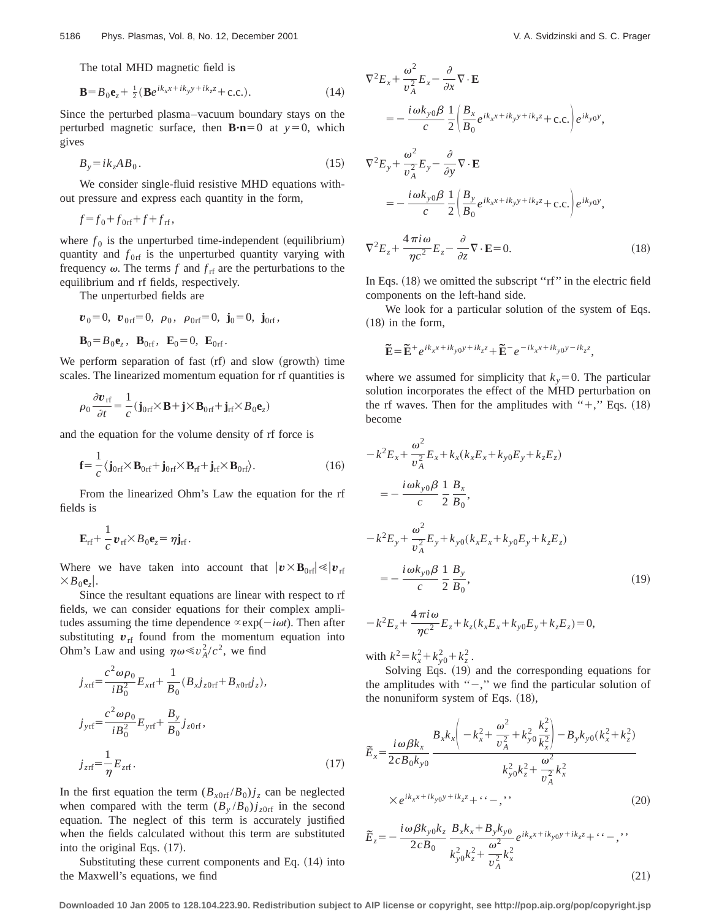The total MHD magnetic field is

$$\mathbf{B}=B_0\mathbf{e}_z+\tfrac{1}{2}(\mathbf{B}e^{ik_x x+ik_y y+ik_z z}+\text{c.c.}). \tag{14}$$

Since the perturbed plasma–vacuum boundary stays on the perturbed magnetic surface, then $\mathbf{B}\cdot\mathbf{n}=0$ at $y=0$, which gives

$$B_y=ik_z A B_0. \tag{15}$$

We consider single-fluid resistive MHD equations without pressure and express each quantity in the form,

$$f=f_0+f_{0\text{rf}}+f+f_{\text{rf}},$$

where $f_0$ is the unperturbed time-independent (equilibrium) quantity and $f_{0\text{rf}}$ is the unperturbed quantity varying with frequency $\omega$. The terms $f$ and $f_{\text{rf}}$ are the perturbations to the equilibrium and rf fields, respectively.

The unperturbed fields are

$$\boldsymbol{v}_0=0,\ \boldsymbol{v}_{0\text{rf}}=0,\ \rho_0,\ \rho_{0\text{rf}}=0,\ \mathbf{j}_0=0,\ \mathbf{j}_{0\text{rf}},$$

$$\mathbf{B}_0=B_0\mathbf{e}_z,\ \mathbf{B}_{0\text{rf}},\ \mathbf{E}_0=0,\ \mathbf{E}_{0\text{rf}}.$$

We perform separation of fast (rf) and slow (growth) time scales. The linearized momentum equation for rf quantities is

$$\rho_0\frac{\partial \boldsymbol{v}_{\text{rf}}}{\partial t}=\frac{1}{c}(\mathbf{j}_{0\text{rf}}\times\mathbf{B}+\mathbf{j}\times\mathbf{B}_{0\text{rf}}+\mathbf{j}_{\text{rf}}\times B_0\mathbf{e}_z)$$

and the equation for the volume density of rf force is

$$\mathbf{f}=\frac{1}{c}\langle \mathbf{j}_{0\text{rf}}\times\mathbf{B}_{0\text{rf}}+\mathbf{j}_{0\text{rf}}\times\mathbf{B}_{\text{rf}}+\mathbf{j}_{\text{rf}}\times\mathbf{B}_{0\text{rf}}\rangle. \tag{16}$$

From the linearized Ohm's Law the equation for the rf fields is

$$\mathbf{E}_{\text{rf}}+\frac{1}{c}\boldsymbol{v}_{\text{rf}}\times B_0\mathbf{e}_z=\eta\mathbf{j}_{\text{rf}}.$$

Where we have taken into account that $|\boldsymbol{v}\times\mathbf{B}_{0\text{rf}}|\ll|\boldsymbol{v}_{\text{rf}}\times B_0\mathbf{e}_z|$.

Since the resultant equations are linear with respect to rf fields, we can consider equations for their complex amplitudes assuming the time dependence $\propto\exp(-i\omega t)$. Then after substituting $\boldsymbol{v}_{\text{rf}}$ found from the momentum equation into Ohm's Law and using $\eta\omega\ll v_A^2/c^2$, we find

$$j_{x\text{rf}}=\frac{c^2\omega\rho_0}{iB_0^2}E_{x\text{rf}}+\frac{1}{B_0}(B_x j_{z0\text{rf}}+B_{x0\text{rf}}j_z),$$

$$j_{y\text{rf}}=\frac{c^2\omega\rho_0}{iB_0^2}E_{y\text{rf}}+\frac{B_y}{B_0}j_{z0\text{rf}},$$

$$j_{z\text{rf}}=\frac{1}{\eta}E_{z\text{rf}}. \tag{17}$$

In the first equation the term $(B_{x0\text{rf}}/B_0)j_z$ can be neglected when compared with the term $(B_y/B_0)j_{z0\text{rf}}$ in the second equation. The neglect of this term is accurately justified when the fields calculated without this term are substituted into the original Eqs. (17).

Substituting these current components and Eq. (14) into the Maxwell's equations, we find

$$\nabla^2E_x+\frac{\omega^2}{v_A^2}E_x-\frac{\partial}{\partial x}\nabla\cdot\mathbf{E}=-\frac{i\omega k_{y0}\beta}{c}\frac{1}{2}\left(\frac{B_x}{B_0}e^{ik_x x+ik_y y+ik_z z}+\text{c.c.}\right)e^{ik_{y0}y},$$

$$\nabla^2E_y+\frac{\omega^2}{v_A^2}E_y-\frac{\partial}{\partial y}\nabla\cdot\mathbf{E}=-\frac{i\omega k_{y0}\beta}{c}\frac{1}{2}\left(\frac{B_y}{B_0}e^{ik_x x+ik_y y+ik_z z}+\text{c.c.}\right)e^{ik_{y0}y},$$

$$\nabla^2E_z+\frac{4\pi i\omega}{\eta c^2}E_z-\frac{\partial}{\partial z}\nabla\cdot\mathbf{E}=0. \tag{18}$$

In Eqs. (18) we omitted the subscript "rf" in the electric field components on the left-hand side.

We look for a particular solution of the system of Eqs. (18) in the form,

$$\tilde{\mathbf{E}}=\tilde{\mathbf{E}}^{+}e^{ik_x x+ik_{y0}y+ik_z z}+\tilde{\mathbf{E}}^{-}e^{-ik_x x+ik_{y0}y-ik_z z},$$

where we assumed for simplicity that $k_y=0$. The particular solution incorporates the effect of the MHD perturbation on the rf waves. Then for the amplitudes with "+," Eqs. (18) become

$$-k^2E_x+\frac{\omega^2}{v_A^2}E_x+k_x(k_xE_x+k_{y0}E_y+k_zE_z)=-\frac{i\omega k_{y0}\beta}{c}\frac{1}{2}\frac{B_x}{B_0},$$

$$-k^2E_y+\frac{\omega^2}{v_A^2}E_y+k_{y0}(k_xE_x+k_{y0}E_y+k_zE_z)=-\frac{i\omega k_{y0}\beta}{c}\frac{1}{2}\frac{B_y}{B_0}, \tag{19}$$

$$-k^2E_z+\frac{4\pi i\omega}{\eta c^2}E_z+k_z(k_xE_x+k_{y0}E_y+k_zE_z)=0,$$

with $k^2=k_x^2+k_{y0}^2+k_z^2$.

Solving Eqs. (19) and the corresponding equations for the amplitudes with "−," we find the particular solution of the nonuniform system of Eqs. (18),

$$\tilde{E}_x=\frac{i\omega\beta k_x}{2cB_0k_{y0}}\frac{B_xk_x\left(-k_x^2+\dfrac{\omega^2}{v_A^2}+k_{y0}\dfrac{k_z^2}{k_x^2}\right)-B_yk_{y0}(k_x^2+k_z^2)}{k_{y0}^2k_z^2+\dfrac{\omega^2}{v_A^2}k_x^2}\times e^{ik_x x+ik_{y0}y+ik_z z}+\text{"}-\text{,"} \tag{20}$$

$$\tilde{E}_z=-\frac{i\omega\beta k_{y0}k_z}{2cB_0}\frac{B_xk_x+B_yk_{y0}}{k_{y0}^2k_z^2+\dfrac{\omega^2}{v_A^2}k_x^2}e^{ik_x x+ik_{y0}y+ik_z z}+\text{"}-\text{,"} \tag{21}$$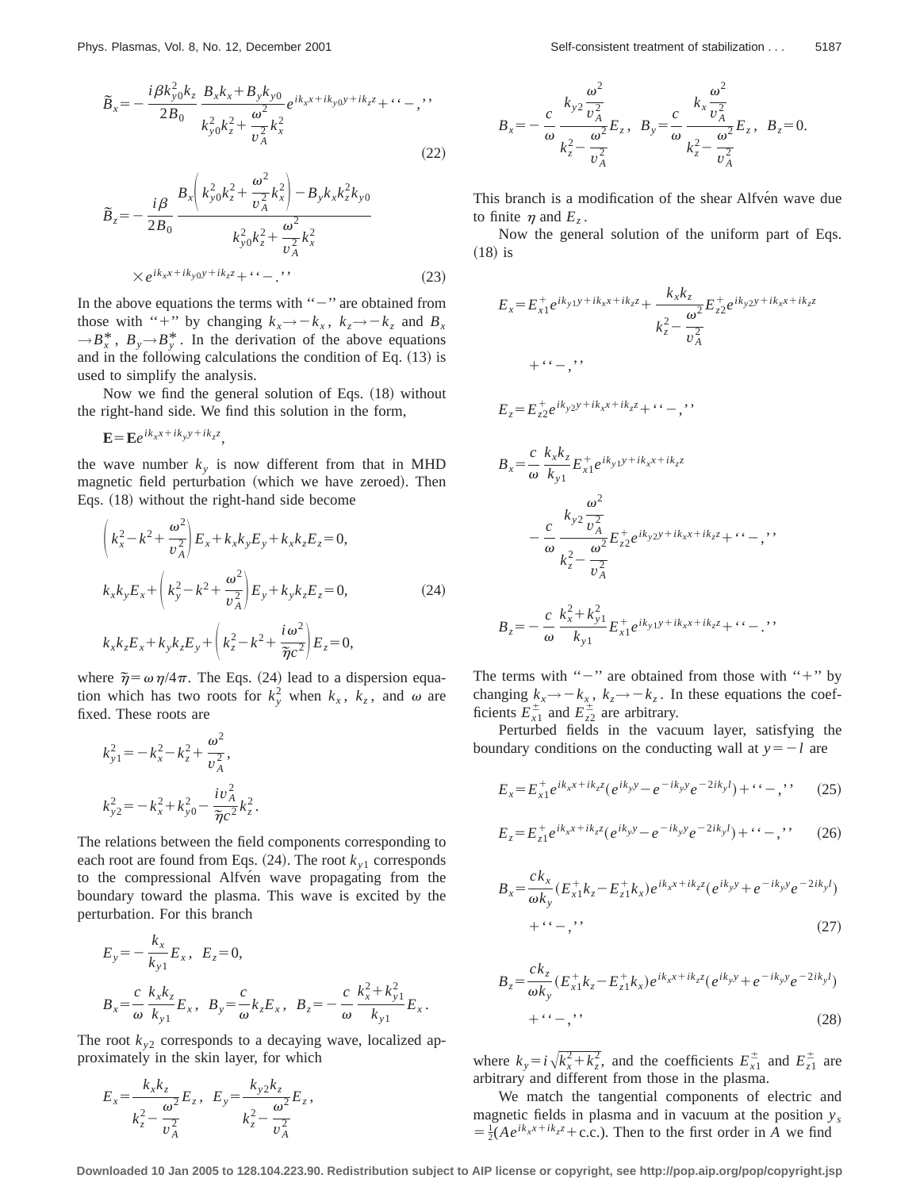$$\tilde{B}_x = -\frac{i\beta k_{y0}^2 k_z}{2B_0} \frac{B_x k_x + B_y k_{y0}}{k_{y0}^2 k_z^2 + \dfrac{\omega^2}{v_A^2} k_x^2} e^{ik_x x + ik_{y0} y + ik_z z} + \text{``}-\text{,''} \tag{22}$$

$$\tilde{B}_z = -\frac{i\beta}{2B_0} \frac{B_x\left(k_{y0}^2 k_z^2 + \dfrac{\omega^2}{v_A^2} k_x^2\right) - B_y k_x k_z^2 k_{y0}}{k_{y0}^2 k_z^2 + \dfrac{\omega^2}{v_A^2} k_x^2} \times e^{ik_x x + ik_{y0} y + ik_z z} + \text{``}-\text{.''} \tag{23}$$

In the above equations the terms with "−" are obtained from those with "+" by changing $k_x \to -k_x$, $k_z \to -k_z$ and $B_x \to B_x^*$, $B_y \to B_y^*$. In the derivation of the above equations and in the following calculations the condition of Eq. (13) is used to simplify the analysis.

Now we find the general solution of Eqs. (18) without the right-hand side. We find this solution in the form,

$$\mathbf{E} = \mathbf{E} e^{ik_x x + ik_y y + ik_z z},$$

the wave number $k_y$ is now different from that in MHD magnetic field perturbation (which we have zeroed). Then Eqs. (18) without the right-hand side become

$$\begin{aligned}
&\left(k_x^2 - k^2 + \frac{\omega^2}{v_A^2}\right) E_x + k_x k_y E_y + k_x k_z E_z = 0, \\
&k_x k_y E_x + \left(k_y^2 - k^2 + \frac{\omega^2}{v_A^2}\right) E_y + k_y k_z E_z = 0, \\
&k_x k_z E_x + k_y k_z E_y + \left(k_z^2 - k^2 + \frac{i\omega^2}{\tilde{\eta} c^2}\right) E_z = 0,
\end{aligned} \tag{24}$$

where $\tilde{\eta} = \omega\eta/4\pi$. The Eqs. (24) lead to a dispersion equation which has two roots for $k_y^2$ when $k_x$, $k_z$, and $\omega$ are fixed. These roots are

$$k_{y1}^2 = -k_x^2 - k_z^2 + \frac{\omega^2}{v_A^2},$$

$$k_{y2}^2 = -k_x^2 + k_{y0}^2 - \frac{i v_A^2}{\tilde{\eta} c^2} k_z^2.$$

The relations between the field components corresponding to each root are found from Eqs. (24). The root $k_{y1}$ corresponds to the compressional Alfvén wave propagating from the boundary toward the plasma. This wave is excited by the perturbation. For this branch

$$E_y = -\frac{k_x}{k_{y1}} E_x, \quad E_z = 0,$$

$$B_x = \frac{c}{\omega} \frac{k_x k_z}{k_{y1}} E_x, \quad B_y = \frac{c}{\omega} k_z E_x, \quad B_z = -\frac{c}{\omega} \frac{k_x^2 + k_{y1}^2}{k_{y1}} E_x.$$

The root $k_{y2}$ corresponds to a decaying wave, localized approximately in the skin layer, for which

$$E_x = \frac{k_x k_z}{k_z^2 - \dfrac{\omega^2}{v_A^2}} E_z, \quad E_y = \frac{k_{y2} k_z}{k_z^2 - \dfrac{\omega^2}{v_A^2}} E_z,$$

$$B_x = -\frac{c}{\omega} \frac{k_{y2} \dfrac{\omega^2}{v_A^2}}{k_z^2 - \dfrac{\omega^2}{v_A^2}} E_z, \quad B_y = \frac{c}{\omega} \frac{k_x \dfrac{\omega^2}{v_A^2}}{k_z^2 - \dfrac{\omega^2}{v_A^2}} E_z, \quad B_z = 0.$$

This branch is a modification of the shear Alfvén wave due to finite $\eta$ and $E_z$.

Now the general solution of the uniform part of Eqs. (18) is

$$E_x = E_{x1}^+ e^{ik_{y1} y + ik_x x + ik_z z} + \frac{k_x k_z}{k_z^2 - \dfrac{\omega^2}{v_A^2}} E_{z2}^+ e^{ik_{y2} y + ik_x x + ik_z z} + \text{``}-\text{,''}$$

$$E_z = E_{z2}^+ e^{ik_{y2} y + ik_x x + ik_z z} + \text{``}-\text{,''}$$

$$B_x = \frac{c}{\omega} \frac{k_x k_z}{k_{y1}} E_{x1}^+ e^{ik_{y1} y + ik_x x + ik_z z} - \frac{c}{\omega} \frac{k_{y2} \dfrac{\omega^2}{v_A^2}}{k_z^2 - \dfrac{\omega^2}{v_A^2}} E_{z2}^+ e^{ik_{y2} y + ik_x x + ik_z z} + \text{``}-\text{,''}$$

$$B_z = -\frac{c}{\omega} \frac{k_x^2 + k_{y1}^2}{k_{y1}} E_{x1}^+ e^{ik_{y1} y + ik_x x + ik_z z} + \text{``}-\text{.''}$$

The terms with "−" are obtained from those with "+" by changing $k_x \to -k_x$, $k_z \to -k_z$. In these equations the coefficients $E_{x1}^{\pm}$ and $E_{z2}^{\pm}$ are arbitrary.

Perturbed fields in the vacuum layer, satisfying the boundary conditions on the conducting wall at $y = -l$ are

$$E_x = E_{x1}^+ e^{ik_x x + ik_z z} (e^{ik_y y} - e^{-ik_y y} e^{-2ik_y l}) + \text{``}-\text{,''} \tag{25}$$

$$E_z = E_{z1}^+ e^{ik_x x + ik_z z} (e^{ik_y y} - e^{-ik_y y} e^{-2ik_y l}) + \text{``}-\text{,''} \tag{26}$$

$$B_x = \frac{ck_x}{\omega k_y} (E_{x1}^+ k_z - E_{z1}^+ k_x) e^{ik_x x + ik_z z} (e^{ik_y y} + e^{-ik_y y} e^{-2ik_y l}) + \text{``}-\text{,''} \tag{27}$$

$$B_z = \frac{ck_z}{\omega k_y} (E_{x1}^+ k_z - E_{z1}^+ k_x) e^{ik_x x + ik_z z} (e^{ik_y y} + e^{-ik_y y} e^{-2ik_y l}) + \text{``}-\text{,''} \tag{28}$$

where $k_y = i\sqrt{k_x^2 + k_z^2}$, and the coefficients $E_{x1}^{\pm}$ and $E_{z1}^{\pm}$ are arbitrary and different from those in the plasma.

We match the tangential components of electric and magnetic fields in plasma and in vacuum at the position $y_s = \frac{1}{2}(Ae^{ik_x x + ik_z z} + \text{c.c.})$. Then to the first order in $A$ we find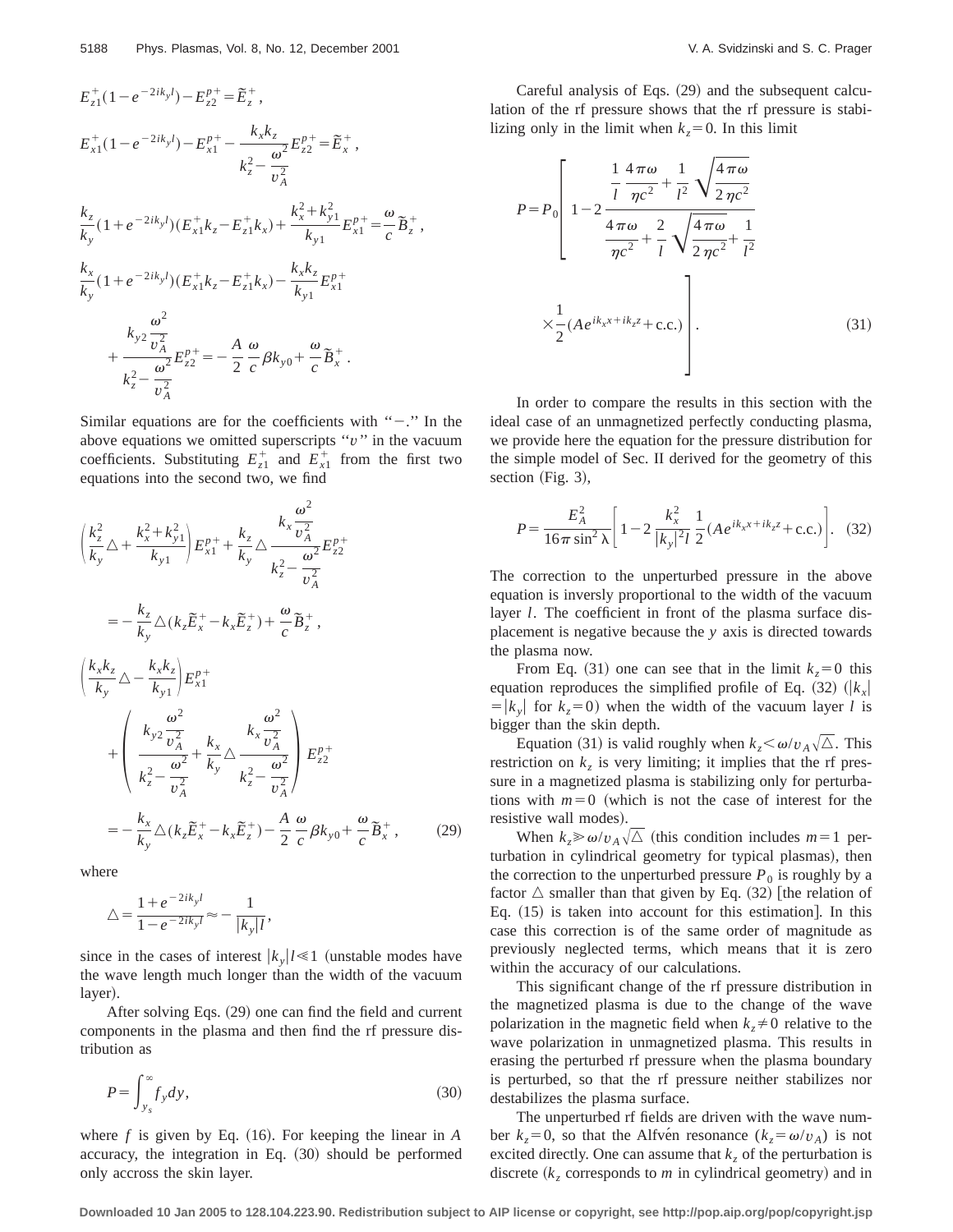$$E_{z1}^{+}(1-e^{-2ik_y l})-E_{z2}^{p+}=\tilde{E}_z^{+},$$

$$E_{x1}^{+}(1-e^{-2ik_y l})-E_{x1}^{p+}-\frac{k_x k_z}{k_z^2-\frac{\omega^2}{v_A^2}}E_{z2}^{p+}=\tilde{E}_x^{+},$$

$$\frac{k_z}{k_y}(1+e^{-2ik_y l})(E_{x1}^{+}k_z-E_{z1}^{+}k_x)+\frac{k_x^2+k_{y1}^2}{k_{y1}}E_{x1}^{p+}=\frac{\omega}{c}\tilde{B}_z^{+},$$

$$\frac{k_x}{k_y}(1+e^{-2ik_y l})(E_{x1}^{+}k_z-E_{z1}^{+}k_x)-\frac{k_x k_z}{k_{y1}}E_{x1}^{p+}+\frac{k_{y2}\frac{\omega^2}{v_A^2}}{k_z^2-\frac{\omega^2}{v_A^2}}E_{z2}^{p+}=-\frac{A}{2}\frac{\omega}{c}\beta k_{y0}+\frac{\omega}{c}\tilde{B}_x^{+}.$$

Similar equations are for the coefficients with "$-$." In the above equations we omitted superscripts "$v$" in the vacuum coefficients. Substituting $E_{z1}^{+}$ and $E_{x1}^{+}$ from the first two equations into the second two, we find

$$\left(\frac{k_z^2}{k_y}\triangle+\frac{k_x^2+k_{y1}^2}{k_{y1}}\right)E_{x1}^{p+}+\frac{k_z}{k_y}\triangle\frac{k_x\frac{\omega^2}{v_A^2}}{k_z^2-\frac{\omega^2}{v_A^2}}E_{z2}^{p+}$$
$$=-\frac{k_z}{k_y}\triangle(k_z\tilde{E}_x^{+}-k_x\tilde{E}_z^{+})+\frac{\omega}{c}\tilde{B}_z^{+},$$

$$\left(\frac{k_x k_z}{k_y}\triangle-\frac{k_x k_z}{k_{y1}}\right)E_{x1}^{p+}+\left(\frac{k_{y2}\frac{\omega^2}{v_A^2}}{k_z^2-\frac{\omega^2}{v_A^2}}+\frac{k_x}{k_y}\triangle\frac{k_x\frac{\omega^2}{v_A^2}}{k_z^2-\frac{\omega^2}{v_A^2}}\right)E_{z2}^{p+}$$
$$=-\frac{k_x}{k_y}\triangle(k_z\tilde{E}_x^{+}-k_x\tilde{E}_z^{+})-\frac{A}{2}\frac{\omega}{c}\beta k_{y0}+\frac{\omega}{c}\tilde{B}_x^{+},\tag{29}$$

where

$$\triangle=\frac{1+e^{-2ik_y l}}{1-e^{-2ik_y l}}\approx-\frac{1}{|k_y|l},$$

since in the cases of interest $|k_y|l\ll 1$ (unstable modes have the wave length much longer than the width of the vacuum layer).

After solving Eqs. (29) one can find the field and current components in the plasma and then find the rf pressure distribution as

$$P=\int_{y_s}^{\infty}f_y dy,\tag{30}$$

where $f$ is given by Eq. (16). For keeping the linear in $A$ accuracy, the integration in Eq. (30) should be performed only accross the skin layer.

Careful analysis of Eqs. (29) and the subsequent calculation of the rf pressure shows that the rf pressure is stabilizing only in the limit when $k_z=0$. In this limit

$$P=P_0\left[1-2\frac{\frac{1}{l}\frac{4\pi\omega}{\eta c^2}+\frac{1}{l^2}\sqrt{\frac{4\pi\omega}{2\eta c^2}}}{\frac{4\pi\omega}{\eta c^2}+\frac{2}{l}\sqrt{\frac{4\pi\omega}{2\eta c^2}}+\frac{1}{l^2}}\times\frac{1}{2}(Ae^{ik_x x+ik_z z}+\text{c.c.})\right].\tag{31}$$

In order to compare the results in this section with the ideal case of an unmagnetized perfectly conducting plasma, we provide here the equation for the pressure distribution for the simple model of Sec. II derived for the geometry of this section (Fig. 3),

$$P=\frac{E_A^2}{16\pi\sin^2\lambda}\left[1-2\frac{k_x^2}{|k_y|^2 l}\frac{1}{2}(Ae^{ik_x x+ik_z z}+\text{c.c.})\right].\tag{32}$$

The correction to the unperturbed pressure in the above equation is inversly proportional to the width of the vacuum layer $l$. The coefficient in front of the plasma surface displacement is negative because the $y$ axis is directed towards the plasma now.

From Eq. (31) one can see that in the limit $k_z=0$ this equation reproduces the simplified profile of Eq. (32) ($|k_x|=|k_y|$ for $k_z=0$) when the width of the vacuum layer $l$ is bigger than the skin depth.

Equation (31) is valid roughly when $k_z<\omega/v_A\sqrt{\triangle}$. This restriction on $k_z$ is very limiting; it implies that the rf pressure in a magnetized plasma is stabilizing only for perturbations with $m=0$ (which is not the case of interest for the resistive wall modes).

When $k_z\gg\omega/v_A\sqrt{\triangle}$ (this condition includes $m=1$ perturbation in cylindrical geometry for typical plasmas), then the correction to the unperturbed pressure $P_0$ is roughly by a factor $\triangle$ smaller than that given by Eq. (32) [the relation of Eq. (15) is taken into account for this estimation]. In this case this correction is of the same order of magnitude as previously neglected terms, which means that it is zero within the accuracy of our calculations.

This significant change of the rf pressure distribution in the magnetized plasma is due to the change of the wave polarization in the magnetic field when $k_z\neq 0$ relative to the wave polarization in unmagnetized plasma. This results in erasing the perturbed rf pressure when the plasma boundary is perturbed, so that the rf pressure neither stabilizes nor destabilizes the plasma surface.

The unperturbed rf fields are driven with the wave number $k_z=0$, so that the Alfvén resonance ($k_z=\omega/v_A$) is not excited directly. One can assume that $k_z$ of the perturbation is discrete ($k_z$ corresponds to $m$ in cylindrical geometry) and in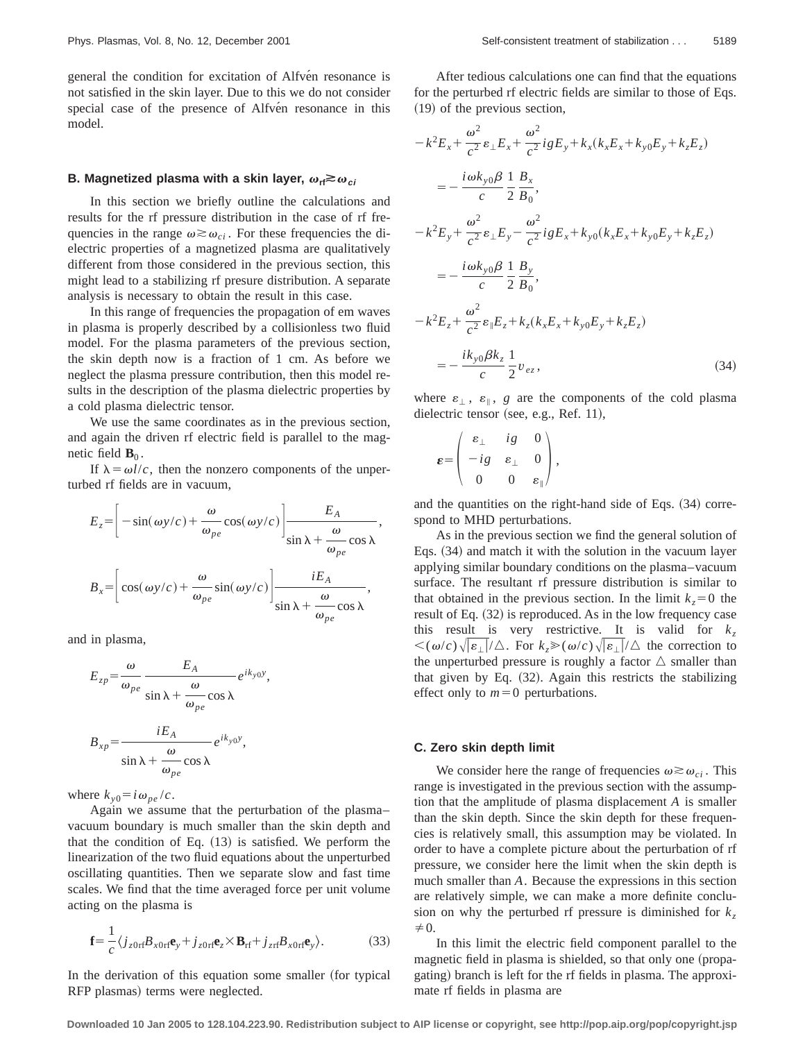general the condition for excitation of Alfvén resonance is not satisfied in the skin layer. Due to this we do not consider special case of the presence of Alfvén resonance in this model.

### B. Magnetized plasma with a skin layer, $\omega_{\rm rf} \gtrsim \omega_{ci}$

In this section we briefly outline the calculations and results for the rf pressure distribution in the case of rf frequencies in the range $\omega \gtrsim \omega_{ci}$. For these frequencies the dielectric properties of a magnetized plasma are qualitatively different from those considered in the previous section, this might lead to a stabilizing rf presure distribution. A separate analysis is necessary to obtain the result in this case.

In this range of frequencies the propagation of em waves in plasma is properly described by a collisionless two fluid model. For the plasma parameters of the previous section, the skin depth now is a fraction of 1 cm. As before we neglect the plasma pressure contribution, then this model results in the description of the plasma dielectric properties by a cold plasma dielectric tensor.

We use the same coordinates as in the previous section, and again the driven rf electric field is parallel to the magnetic field $\mathbf{B}_0$.

If $\lambda = \omega l/c$, then the nonzero components of the unperturbed rf fields are in vacuum,

$$E_z = \left[ -\sin(\omega y/c) + \frac{\omega}{\omega_{pe}} \cos(\omega y/c) \right] \frac{E_A}{\sin\lambda + \dfrac{\omega}{\omega_{pe}} \cos\lambda},$$

$$B_x = \left[ \cos(\omega y/c) + \frac{\omega}{\omega_{pe}} \sin(\omega y/c) \right] \frac{iE_A}{\sin\lambda + \dfrac{\omega}{\omega_{pe}} \cos\lambda},$$

and in plasma,

$$E_{zp} = \frac{\omega}{\omega_{pe}} \frac{E_A}{\sin\lambda + \dfrac{\omega}{\omega_{pe}} \cos\lambda} e^{ik_{y0}y},$$

$$B_{xp} = \frac{iE_A}{\sin\lambda + \dfrac{\omega}{\omega_{pe}} \cos\lambda} e^{ik_{y0}y},$$

where $k_{y0} = i\omega_{pe}/c$.

Again we assume that the perturbation of the plasma–vacuum boundary is much smaller than the skin depth and that the condition of Eq. (13) is satisfied. We perform the linearization of the two fluid equations about the unperturbed oscillating quantities. Then we separate slow and fast time scales. We find that the time averaged force per unit volume acting on the plasma is

$$\mathbf{f} = \frac{1}{c} \langle j_{z0\rm rf} B_{x0\rm rf} \mathbf{e}_y + j_{z0\rm rf} \mathbf{e}_z \times \mathbf{B}_{\rm rf} + j_{z\rm rf} B_{x0\rm rf} \mathbf{e}_y \rangle. \tag{33}$$

In the derivation of this equation some smaller (for typical RFP plasmas) terms were neglected.

After tedious calculations one can find that the equations for the perturbed rf electric fields are similar to those of Eqs. (19) of the previous section,

$$-k^2 E_x + \frac{\omega^2}{c^2} \varepsilon_\perp E_x + \frac{\omega^2}{c^2} igE_y + k_x(k_x E_x + k_{y0} E_y + k_z E_z)$$
$$= -\frac{i\omega k_{y0}\beta}{c} \frac{1}{2} \frac{B_x}{B_0},$$
$$-k^2 E_y + \frac{\omega^2}{c^2} \varepsilon_\perp E_y - \frac{\omega^2}{c^2} igE_x + k_{y0}(k_x E_x + k_{y0} E_y + k_z E_z)$$
$$= -\frac{i\omega k_{y0}\beta}{c} \frac{1}{2} \frac{B_y}{B_0},$$
$$-k^2 E_z + \frac{\omega^2}{c^2} \varepsilon_\parallel E_z + k_z(k_x E_x + k_{y0} E_y + k_z E_z)$$
$$= -\frac{ik_{y0}\beta k_z}{c} \frac{1}{2} v_{ez}, \tag{34}$$

where $\varepsilon_\perp$, $\varepsilon_\parallel$, $g$ are the components of the cold plasma dielectric tensor (see, e.g., Ref. 11),

$$\boldsymbol{\varepsilon} = \begin{pmatrix} \varepsilon_\perp & ig & 0 \\ -ig & \varepsilon_\perp & 0 \\ 0 & 0 & \varepsilon_\parallel \end{pmatrix},$$

and the quantities on the right-hand side of Eqs. (34) correspond to MHD perturbations.

As in the previous section we find the general solution of Eqs. (34) and match it with the solution in the vacuum layer applying similar boundary conditions on the plasma–vacuum surface. The resultant rf pressure distribution is similar to that obtained in the previous section. In the limit $k_z = 0$ the result of Eq. (32) is reproduced. As in the low frequency case this result is very restrictive. It is valid for $k_z < (\omega/c)\sqrt{|\varepsilon_\perp|}/\triangle$. For $k_z \gg (\omega/c)\sqrt{|\varepsilon_\perp|}/\triangle$ the correction to the unperturbed pressure is roughly a factor $\triangle$ smaller than that given by Eq. (32). Again this restricts the stabilizing effect only to $m=0$ perturbations.

### C. Zero skin depth limit

We consider here the range of frequencies $\omega \gtrsim \omega_{ci}$. This range is investigated in the previous section with the assumption that the amplitude of plasma displacement $A$ is smaller than the skin depth. Since the skin depth for these frequencies is relatively small, this assumption may be violated. In order to have a complete picture about the perturbation of rf pressure, we consider here the limit when the skin depth is much smaller than $A$. Because the expressions in this section are relatively simple, we can make a more definite conclusion on why the perturbed rf pressure is diminished for $k_z \neq 0$.

In this limit the electric field component parallel to the magnetic field in plasma is shielded, so that only one (propagating) branch is left for the rf fields in plasma. The approximate rf fields in plasma are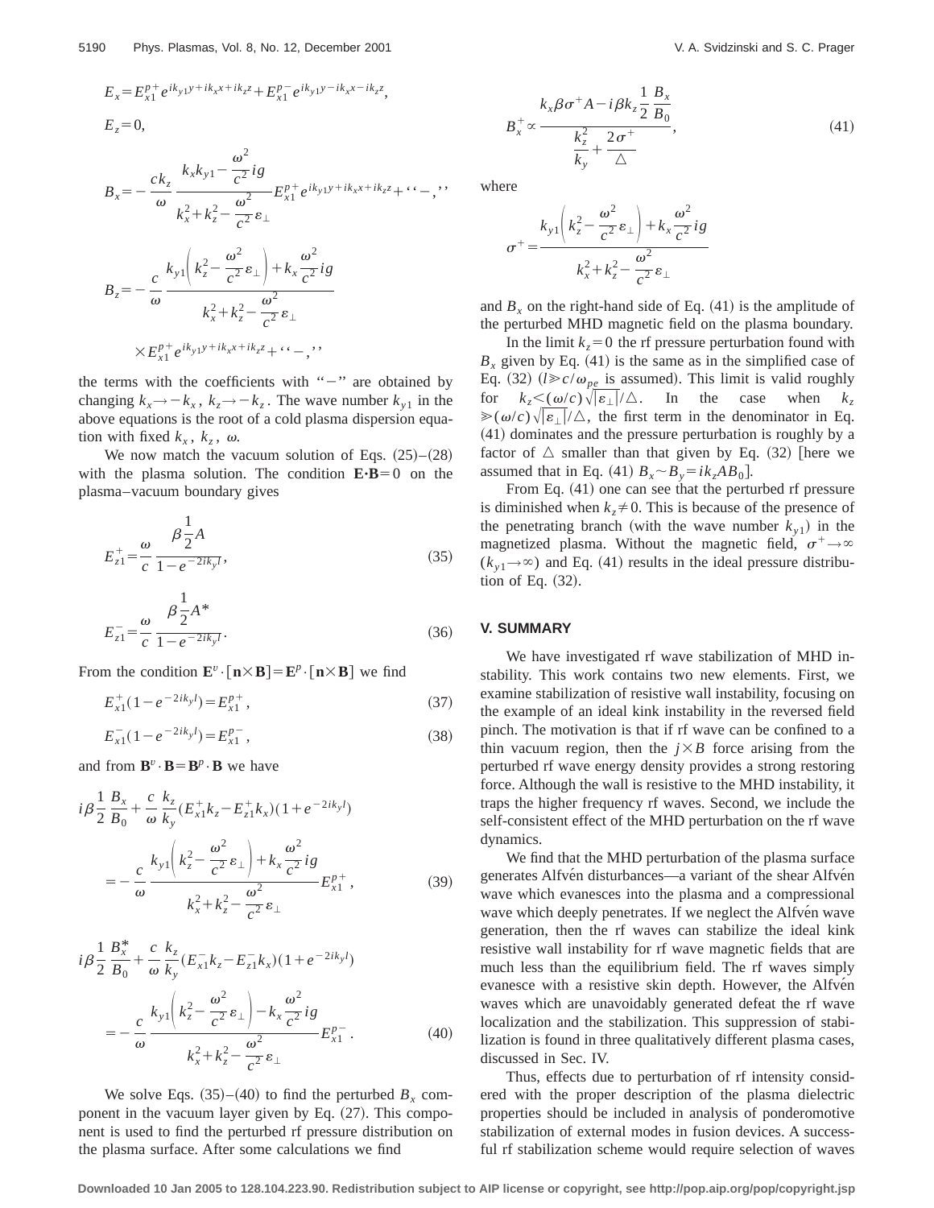$$E_x = E_{x1}^{p+} e^{ik_{y1}y + ik_x x + ik_z z} + E_{x1}^{p-} e^{ik_{y1}y - ik_x x - ik_z z},$$

$$E_z = 0,$$

$$B_x = -\frac{ck_z}{\omega} \frac{k_x k_{y1} - \frac{\omega^2}{c^2} ig}{k_x^2 + k_z^2 - \frac{\omega^2}{c^2}\varepsilon_\perp} E_{x1}^{p+} e^{ik_{y1}y + ik_x x + ik_z z} + \text{``}-\text{,''}$$

$$B_z = -\frac{c}{\omega} \frac{k_{y1}\left(k_z^2 - \frac{\omega^2}{c^2}\varepsilon_\perp\right) + k_x \frac{\omega^2}{c^2} ig}{k_x^2 + k_z^2 - \frac{\omega^2}{c^2}\varepsilon_\perp} \times E_{x1}^{p+} e^{ik_{y1}y + ik_x x + ik_z z} + \text{``}-\text{,''}$$

the terms with the coefficients with "$-$" are obtained by changing $k_x \to -k_x$, $k_z \to -k_z$. The wave number $k_{y1}$ in the above equations is the root of a cold plasma dispersion equation with fixed $k_x$, $k_z$, $\omega$.

We now match the vacuum solution of Eqs. (25)–(28) with the plasma solution. The condition $\mathbf{E} \cdot \mathbf{B} = 0$ on the plasma–vacuum boundary gives

$$E_{z1}^{+} = \frac{\omega}{c} \frac{\beta \frac{1}{2} A}{1 - e^{-2ik_y l}}, \tag{35}$$

$$E_{z1}^{-} = \frac{\omega}{c} \frac{\beta \frac{1}{2} A^*}{1 - e^{-2ik_y l}}. \tag{36}$$

From the condition $\mathbf{E}^v \cdot [\mathbf{n} \times \mathbf{B}] = \mathbf{E}^p \cdot [\mathbf{n} \times \mathbf{B}]$ we find

$$E_{x1}^{+}(1 - e^{-2ik_y l}) = E_{x1}^{p+}, \tag{37}$$

$$E_{x1}^{-}(1 - e^{-2ik_y l}) = E_{x1}^{p-}, \tag{38}$$

and from $\mathbf{B}^v \cdot \mathbf{B} = \mathbf{B}^p \cdot \mathbf{B}$ we have

$$i\beta \frac{1}{2} \frac{B_x}{B_0} + \frac{c}{\omega} \frac{k_z}{k_y} (E_{x1}^{+} k_z - E_{z1}^{+} k_x)(1 + e^{-2ik_y l}) = -\frac{c}{\omega} \frac{k_{y1}\left(k_z^2 - \frac{\omega^2}{c^2}\varepsilon_\perp\right) + k_x \frac{\omega^2}{c^2} ig}{k_x^2 + k_z^2 - \frac{\omega^2}{c^2}\varepsilon_\perp} E_{x1}^{p+}, \tag{39}$$

$$i\beta \frac{1}{2} \frac{B_x^*}{B_0} + \frac{c}{\omega} \frac{k_z}{k_y} (E_{x1}^{-} k_z - E_{z1}^{-} k_x)(1 + e^{-2ik_y l}) = -\frac{c}{\omega} \frac{k_{y1}\left(k_z^2 - \frac{\omega^2}{c^2}\varepsilon_\perp\right) - k_x \frac{\omega^2}{c^2} ig}{k_x^2 + k_z^2 - \frac{\omega^2}{c^2}\varepsilon_\perp} E_{x1}^{p-}. \tag{40}$$

We solve Eqs. (35)–(40) to find the perturbed $B_x$ component in the vacuum layer given by Eq. (27). This component is used to find the perturbed rf pressure distribution on the plasma surface. After some calculations we find

$$B_x^{+} \propto \frac{k_x \beta \sigma^{+} A - i\beta k_z \frac{1}{2} \frac{B_x}{B_0}}{\frac{k_z^2}{k_y} + \frac{2\sigma^{+}}{\triangle}}, \tag{41}$$

where

$$\sigma^{+} = \frac{k_{y1}\left(k_z^2 - \frac{\omega^2}{c^2}\varepsilon_\perp\right) + k_x \frac{\omega^2}{c^2} ig}{k_x^2 + k_z^2 - \frac{\omega^2}{c^2}\varepsilon_\perp}$$

and $B_x$ on the right-hand side of Eq. (41) is the amplitude of the perturbed MHD magnetic field on the plasma boundary.

In the limit $k_z = 0$ the rf pressure perturbation found with $B_x$ given by Eq. (41) is the same as in the simplified case of Eq. (32) ($l \gg c/\omega_{pe}$ is assumed). This limit is valid roughly for $k_z < (\omega/c)\sqrt{|\varepsilon_\perp|}/\triangle$. In the case when $k_z \gg (\omega/c)\sqrt{|\varepsilon_\perp|}/\triangle$, the first term in the denominator in Eq. (41) dominates and the pressure perturbation is roughly by a factor of $\triangle$ smaller than that given by Eq. (32) [here we assumed that in Eq. (41) $B_x \sim B_y = ik_z A B_0$].

From Eq. (41) one can see that the perturbed rf pressure is diminished when $k_z \neq 0$. This is because of the presence of the penetrating branch (with the wave number $k_{y1}$) in the magnetized plasma. Without the magnetic field, $\sigma^{+} \to \infty$ ($k_{y1} \to \infty$) and Eq. (41) results in the ideal pressure distribution of Eq. (32).

## V. SUMMARY

We have investigated rf wave stabilization of MHD instability. This work contains two new elements. First, we examine stabilization of resistive wall instability, focusing on the example of an ideal kink instability in the reversed field pinch. The motivation is that if rf wave can be confined to a thin vacuum region, then the $j \times B$ force arising from the perturbed rf wave energy density provides a strong restoring force. Although the wall is resistive to the MHD instability, it traps the higher frequency rf waves. Second, we include the self-consistent effect of the MHD perturbation on the rf wave dynamics.

We find that the MHD perturbation of the plasma surface generates Alfvén disturbances—a variant of the shear Alfvén wave which evanesces into the plasma and a compressional wave which deeply penetrates. If we neglect the Alfvén wave generation, then the rf waves can stabilize the ideal kink resistive wall instability for rf wave magnetic fields that are much less than the equilibrium field. The rf waves simply evanesce with a resistive skin depth. However, the Alfvén waves which are unavoidably generated defeat the rf wave localization and the stabilization. This suppression of stabilization is found in three qualitatively different plasma cases, discussed in Sec. IV.

Thus, effects due to perturbation of rf intensity considered with the proper description of the plasma dielectric properties should be included in analysis of ponderomotive stabilization of external modes in fusion devices. A successful rf stabilization scheme would require selection of waves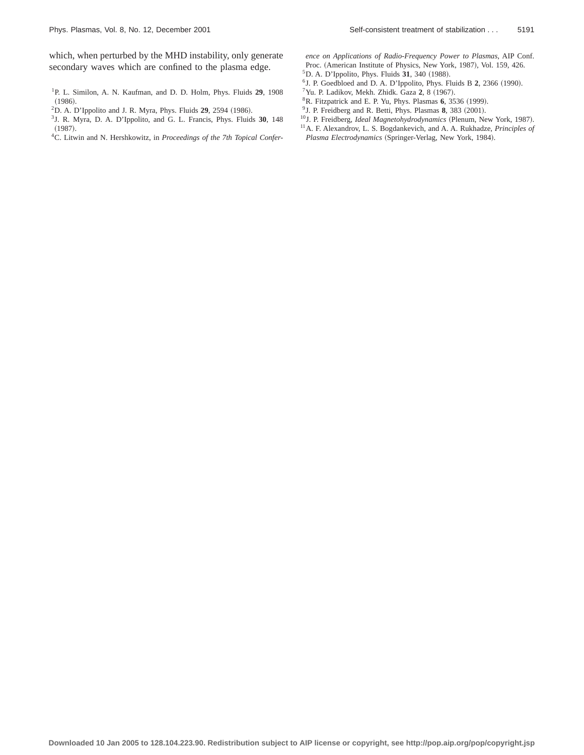which, when perturbed by the MHD instability, only generate secondary waves which are confined to the plasma edge.

[1] P. L. Similon, A. N. Kaufman, and D. D. Holm, Phys. Fluids **29**, 1908 (1986).

[2] D. A. D'Ippolito and J. R. Myra, Phys. Fluids **29**, 2594 (1986).

[3] J. R. Myra, D. A. D'Ippolito, and G. L. Francis, Phys. Fluids **30**, 148 (1987).

[4] C. Litwin and N. Hershkowitz, in *Proceedings of the 7th Topical Conference on Applications of Radio-Frequency Power to Plasmas*, AIP Conf. Proc. (American Institute of Physics, New York, 1987), Vol. 159, 426.

[5] D. A. D'Ippolito, Phys. Fluids **31**, 340 (1988).

[6] J. P. Goedbloed and D. A. D'Ippolito, Phys. Fluids B **2**, 2366 (1990).

[7] Yu. P. Ladikov, Mekh. Zhidk. Gaza **2**, 8 (1967).

[8] R. Fitzpatrick and E. P. Yu, Phys. Plasmas **6**, 3536 (1999).

[9] J. P. Freidberg and R. Betti, Phys. Plasmas **8**, 383 (2001).

[10] J. P. Freidberg, *Ideal Magnetohydrodynamics* (Plenum, New York, 1987).

[11] A. F. Alexandrov, L. S. Bogdankevich, and A. A. Rukhadze, *Principles of Plasma Electrodynamics* (Springer-Verlag, New York, 1984).